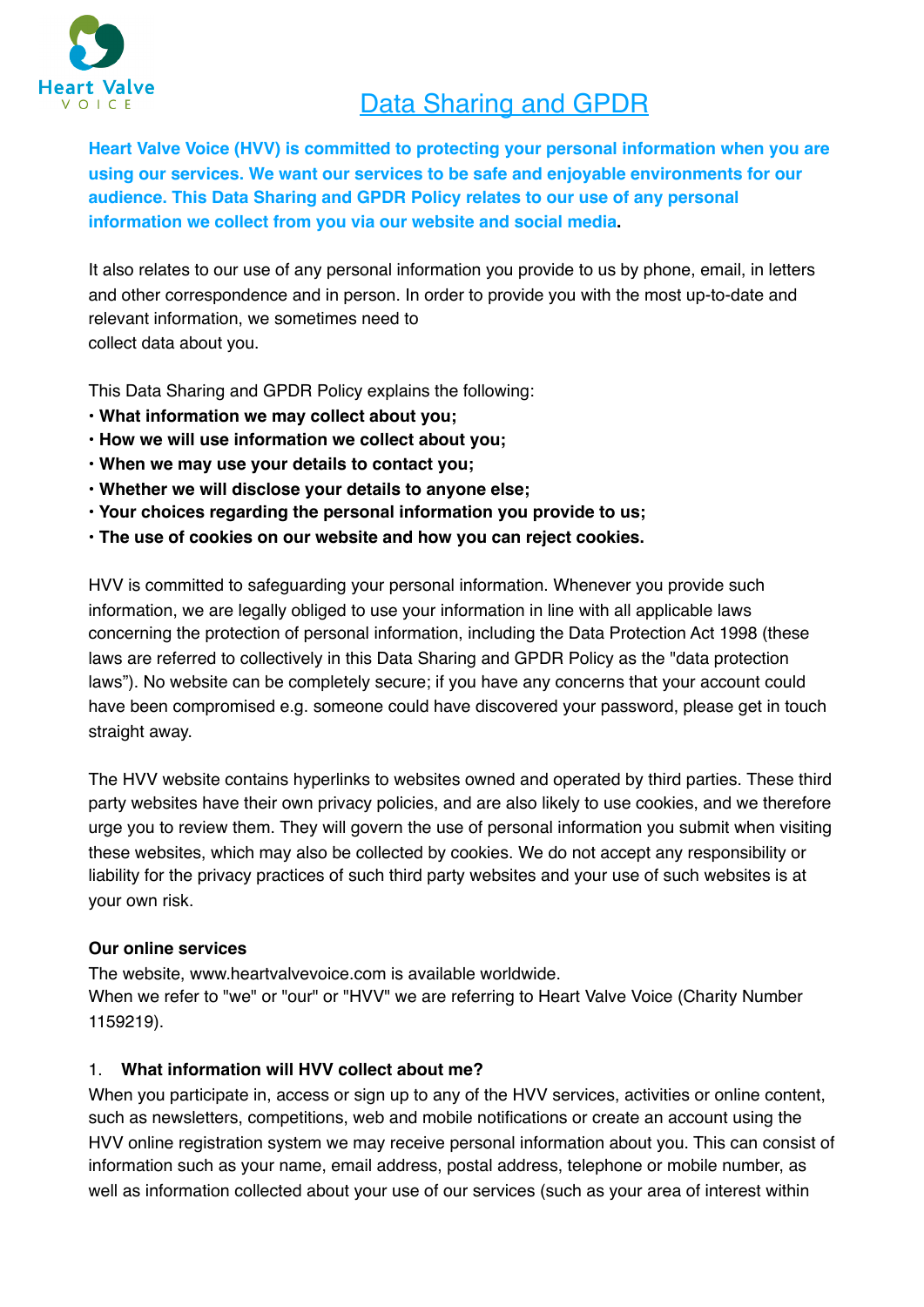# Data Sharing and GPDR

**Heart Valve Voice (HVV) is committed to protecting your personal information when you are using our services. We want our services to be safe and enjoyable environments for our audience. This Data Sharing and GPDR Policy relates to our use of any personal information we collect from you via our website and social media.**

It also relates to our use of any personal information you provide to us by phone, email, in letters and other correspondence and in person. In order to provide you with the most up-to-date and relevant information, we sometimes need to collect data about you.

This Data Sharing and GPDR Policy explains the following:

- **What information we may collect about you;**
- **How we will use information we collect about you;**
- **When we may use your details to contact you;**
- **Whether we will disclose your details to anyone else;**
- **Your choices regarding the personal information you provide to us;**
- **The use of cookies on our website and how you can reject cookies.**

HVV is committed to safeguarding your personal information. Whenever you provide such information, we are legally obliged to use your information in line with all applicable laws concerning the protection of personal information, including the Data Protection Act 1998 (these laws are referred to collectively in this Data Sharing and GPDR Policy as the "data protection laws"). No website can be completely secure; if you have any concerns that your account could have been compromised e.g. someone could have discovered your password, please get in touch straight away.

The HVV website contains hyperlinks to websites owned and operated by third parties. These third party websites have their own privacy policies, and are also likely to use cookies, and we therefore urge you to review them. They will govern the use of personal information you submit when visiting these websites, which may also be collected by cookies. We do not accept any responsibility or liability for the privacy practices of such third party websites and your use of such websites is at your own risk.

**Our online services**

The website, www.heartvalvevoice.com is available worldwide.
When we refer to "we" or "our" or "HVV" we are referring to Heart Valve Voice (Charity Number 1159219).

1. **What information will HVV collect about me?**

When you participate in, access or sign up to any of the HVV services, activities or online content, such as newsletters, competitions, web and mobile notifications or create an account using the HVV online registration system we may receive personal information about you. This can consist of information such as your name, email address, postal address, telephone or mobile number, as well as information collected about your use of our services (such as your area of interest within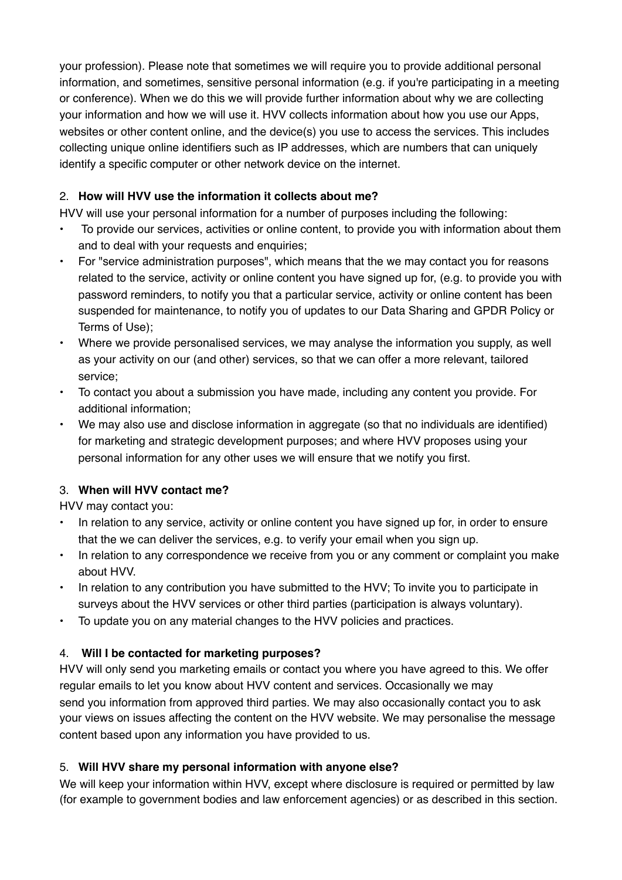your profession). Please note that sometimes we will require you to provide additional personal information, and sometimes, sensitive personal information (e.g. if you're participating in a meeting or conference). When we do this we will provide further information about why we are collecting your information and how we will use it. HVV collects information about how you use our Apps, websites or other content online, and the device(s) you use to access the services. This includes collecting unique online identifiers such as IP addresses, which are numbers that can uniquely identify a specific computer or other network device on the internet.

2. **How will HVV use the information it collects about me?**

HVV will use your personal information for a number of purposes including the following:

- To provide our services, activities or online content, to provide you with information about them and to deal with your requests and enquiries;
- For "service administration purposes", which means that the we may contact you for reasons related to the service, activity or online content you have signed up for, (e.g. to provide you with password reminders, to notify you that a particular service, activity or online content has been suspended for maintenance, to notify you of updates to our Data Sharing and GPDR Policy or Terms of Use);
- Where we provide personalised services, we may analyse the information you supply, as well as your activity on our (and other) services, so that we can offer a more relevant, tailored service;
- To contact you about a submission you have made, including any content you provide. For additional information;
- We may also use and disclose information in aggregate (so that no individuals are identified) for marketing and strategic development purposes; and where HVV proposes using your personal information for any other uses we will ensure that we notify you first.

3. **When will HVV contact me?**

HVV may contact you:

- In relation to any service, activity or online content you have signed up for, in order to ensure that the we can deliver the services, e.g. to verify your email when you sign up.
- In relation to any correspondence we receive from you or any comment or complaint you make about HVV.
- In relation to any contribution you have submitted to the HVV; To invite you to participate in surveys about the HVV services or other third parties (participation is always voluntary).
- To update you on any material changes to the HVV policies and practices.

4. **Will I be contacted for marketing purposes?**

HVV will only send you marketing emails or contact you where you have agreed to this. We offer regular emails to let you know about HVV content and services. Occasionally we may send you information from approved third parties. We may also occasionally contact you to ask your views on issues affecting the content on the HVV website. We may personalise the message content based upon any information you have provided to us.

5. **Will HVV share my personal information with anyone else?**

We will keep your information within HVV, except where disclosure is required or permitted by law (for example to government bodies and law enforcement agencies) or as described in this section.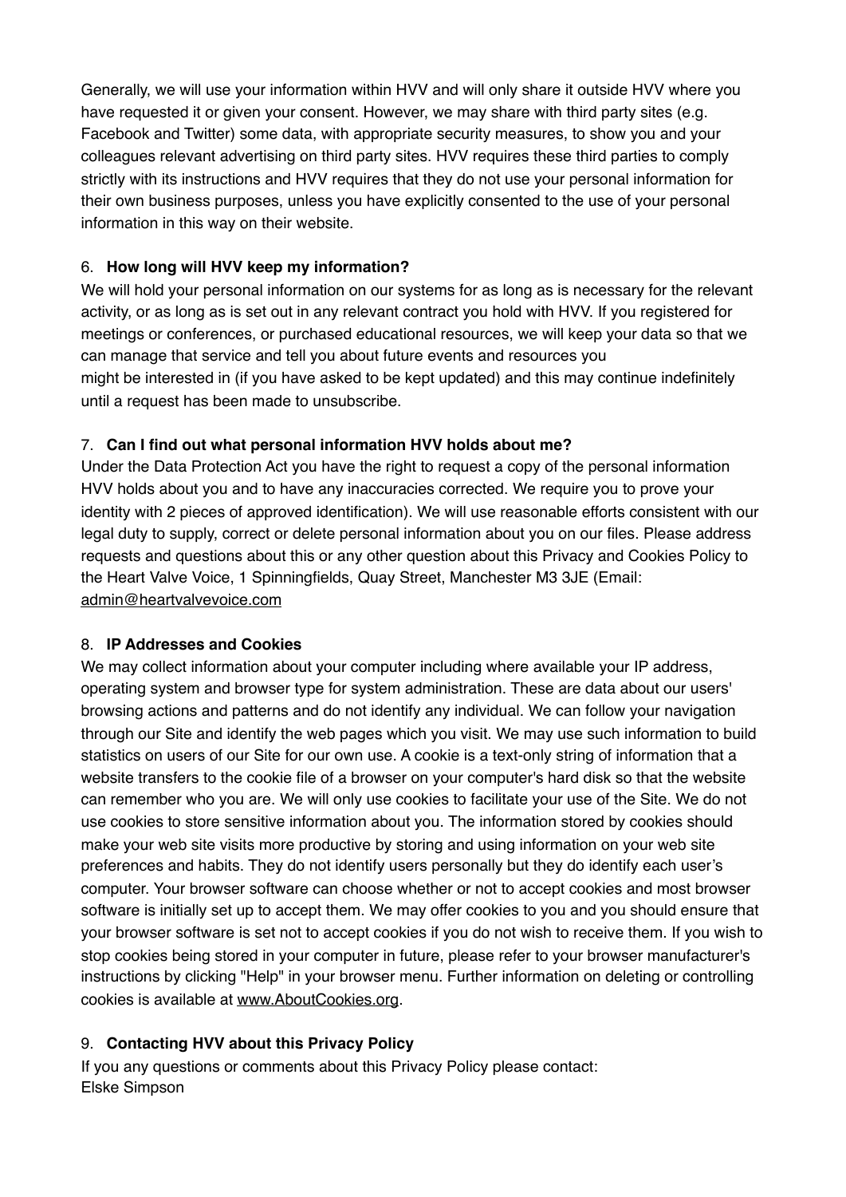Generally, we will use your information within HVV and will only share it outside HVV where you have requested it or given your consent. However, we may share with third party sites (e.g. Facebook and Twitter) some data, with appropriate security measures, to show you and your colleagues relevant advertising on third party sites. HVV requires these third parties to comply strictly with its instructions and HVV requires that they do not use your personal information for their own business purposes, unless you have explicitly consented to the use of your personal information in this way on their website.

6. **How long will HVV keep my information?**

We will hold your personal information on our systems for as long as is necessary for the relevant activity, or as long as is set out in any relevant contract you hold with HVV. If you registered for meetings or conferences, or purchased educational resources, we will keep your data so that we can manage that service and tell you about future events and resources you might be interested in (if you have asked to be kept updated) and this may continue indefinitely until a request has been made to unsubscribe.

7. **Can I find out what personal information HVV holds about me?**

Under the Data Protection Act you have the right to request a copy of the personal information HVV holds about you and to have any inaccuracies corrected. We require you to prove your identity with 2 pieces of approved identification). We will use reasonable efforts consistent with our legal duty to supply, correct or delete personal information about you on our files. Please address requests and questions about this or any other question about this Privacy and Cookies Policy to the Heart Valve Voice, 1 Spinningfields, Quay Street, Manchester M3 3JE (Email: admin@heartvalvevoice.com

8. **IP Addresses and Cookies**

We may collect information about your computer including where available your IP address, operating system and browser type for system administration. These are data about our users' browsing actions and patterns and do not identify any individual. We can follow your navigation through our Site and identify the web pages which you visit. We may use such information to build statistics on users of our Site for our own use. A cookie is a text-only string of information that a website transfers to the cookie file of a browser on your computer's hard disk so that the website can remember who you are. We will only use cookies to facilitate your use of the Site. We do not use cookies to store sensitive information about you. The information stored by cookies should make your web site visits more productive by storing and using information on your web site preferences and habits. They do not identify users personally but they do identify each user's computer. Your browser software can choose whether or not to accept cookies and most browser software is initially set up to accept them. We may offer cookies to you and you should ensure that your browser software is set not to accept cookies if you do not wish to receive them. If you wish to stop cookies being stored in your computer in future, please refer to your browser manufacturer's instructions by clicking "Help" in your browser menu. Further information on deleting or controlling cookies is available at www.AboutCookies.org.

9. **Contacting HVV about this Privacy Policy**

If you any questions or comments about this Privacy Policy please contact:
Elske Simpson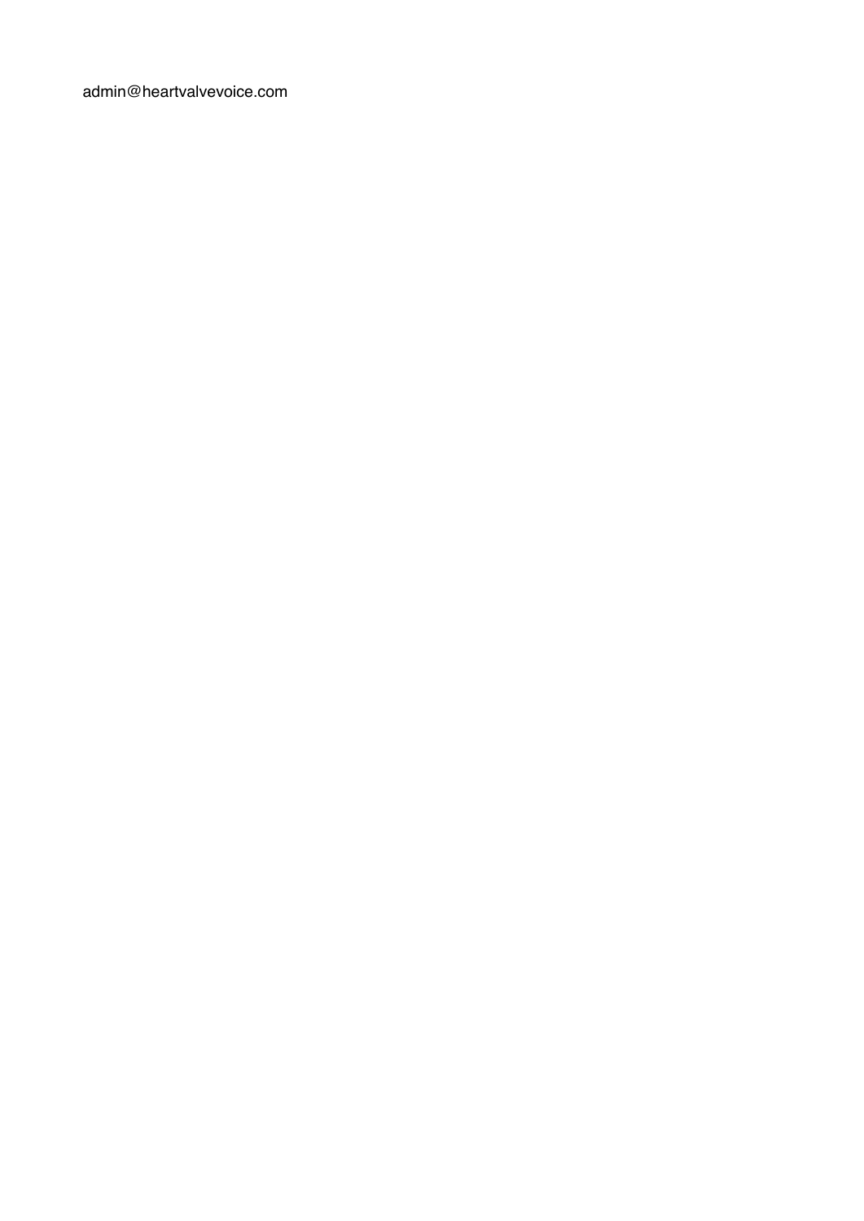admin@heartvalvevoice.com